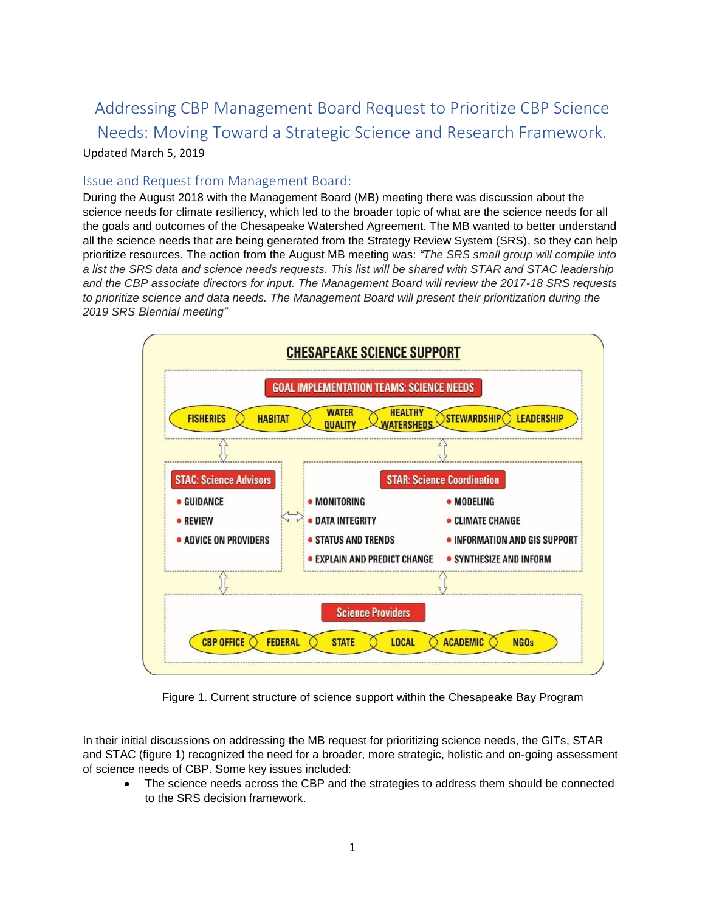# Addressing CBP Management Board Request to Prioritize CBP Science Needs: Moving Toward a Strategic Science and Research Framework.

Updated March 5, 2019

## Issue and Request from Management Board:

During the August 2018 with the Management Board (MB) meeting there was discussion about the science needs for climate resiliency, which led to the broader topic of what are the science needs for all the goals and outcomes of the Chesapeake Watershed Agreement. The MB wanted to better understand all the science needs that are being generated from the Strategy Review System (SRS), so they can help prioritize resources. The action from the August MB meeting was: *"The SRS small group will compile into a list the SRS data and science needs requests. This list will be shared with STAR and STAC leadership and the CBP associate directors for input. The Management Board will review the 2017-18 SRS requests to prioritize science and data needs. The Management Board will present their prioritization during the 2019 SRS Biennial meeting"*

CHESAPEAKE SCIENCE SUPPORT

GOAL IMPLEMENTATION TEAMS: SCIENCE NEEDS
- FISHERIES
- HABITAT
- WATER QUALITY
- HEALTHY WATERSHEDS
- STEWARDSHIP
- LEADERSHIP

STAC: Science Advisors
- GUIDANCE
- REVIEW
- ADVICE ON PROVIDERS

STAR: Science Coordination
- MONITORING
- DATA INTEGRITY
- STATUS AND TRENDS
- EXPLAIN AND PREDICT CHANGE
- MODELING
- CLIMATE CHANGE
- INFORMATION AND GIS SUPPORT
- SYNTHESIZE AND INFORM

Science Providers
- CBP OFFICE
- FEDERAL
- STATE
- LOCAL
- ACADEMIC
- NGOs

Figure 1. Current structure of science support within the Chesapeake Bay Program

In their initial discussions on addressing the MB request for prioritizing science needs, the GITs, STAR and STAC (figure 1) recognized the need for a broader, more strategic, holistic and on-going assessment of science needs of CBP. Some key issues included:

- The science needs across the CBP and the strategies to address them should be connected to the SRS decision framework.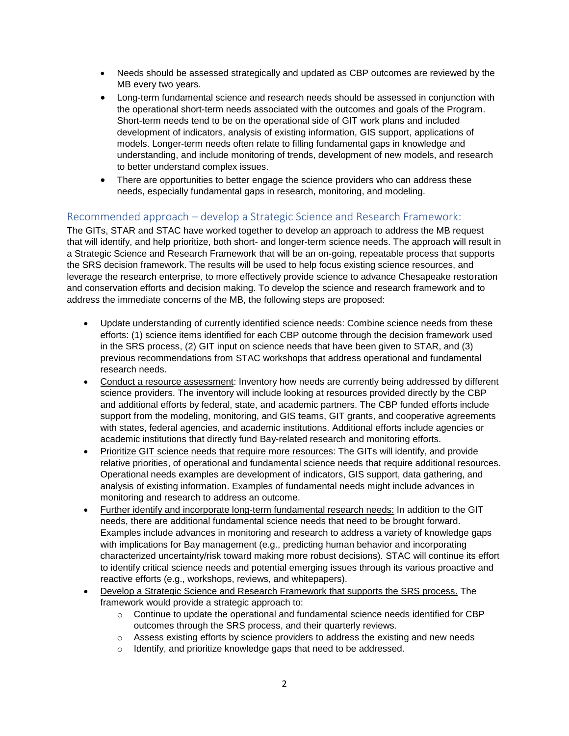- Needs should be assessed strategically and updated as CBP outcomes are reviewed by the MB every two years.
- Long-term fundamental science and research needs should be assessed in conjunction with the operational short-term needs associated with the outcomes and goals of the Program. Short-term needs tend to be on the operational side of GIT work plans and included development of indicators, analysis of existing information, GIS support, applications of models. Longer-term needs often relate to filling fundamental gaps in knowledge and understanding, and include monitoring of trends, development of new models, and research to better understand complex issues.
- There are opportunities to better engage the science providers who can address these needs, especially fundamental gaps in research, monitoring, and modeling.

## Recommended approach – develop a Strategic Science and Research Framework:

The GITs, STAR and STAC have worked together to develop an approach to address the MB request that will identify, and help prioritize, both short- and longer-term science needs. The approach will result in a Strategic Science and Research Framework that will be an on-going, repeatable process that supports the SRS decision framework. The results will be used to help focus existing science resources, and leverage the research enterprise, to more effectively provide science to advance Chesapeake restoration and conservation efforts and decision making. To develop the science and research framework and to address the immediate concerns of the MB, the following steps are proposed:

- <u>Update understanding of currently identified science needs</u>: Combine science needs from these efforts: (1) science items identified for each CBP outcome through the decision framework used in the SRS process, (2) GIT input on science needs that have been given to STAR, and (3) previous recommendations from STAC workshops that address operational and fundamental research needs.
- <u>Conduct a resource assessment</u>: Inventory how needs are currently being addressed by different science providers. The inventory will include looking at resources provided directly by the CBP and additional efforts by federal, state, and academic partners. The CBP funded efforts include support from the modeling, monitoring, and GIS teams, GIT grants, and cooperative agreements with states, federal agencies, and academic institutions. Additional efforts include agencies or academic institutions that directly fund Bay-related research and monitoring efforts.
- <u>Prioritize GIT science needs that require more resources</u>: The GITs will identify, and provide relative priorities, of operational and fundamental science needs that require additional resources. Operational needs examples are development of indicators, GIS support, data gathering, and analysis of existing information. Examples of fundamental needs might include advances in monitoring and research to address an outcome.
- <u>Further identify and incorporate long-term fundamental research needs:</u> In addition to the GIT needs, there are additional fundamental science needs that need to be brought forward. Examples include advances in monitoring and research to address a variety of knowledge gaps with implications for Bay management (e.g., predicting human behavior and incorporating characterized uncertainty/risk toward making more robust decisions). STAC will continue its effort to identify critical science needs and potential emerging issues through its various proactive and reactive efforts (e.g., workshops, reviews, and whitepapers).
- <u>Develop a Strategic Science and Research Framework that supports the SRS process.</u> The framework would provide a strategic approach to:
  - Continue to update the operational and fundamental science needs identified for CBP outcomes through the SRS process, and their quarterly reviews.
  - Assess existing efforts by science providers to address the existing and new needs
  - Identify, and prioritize knowledge gaps that need to be addressed.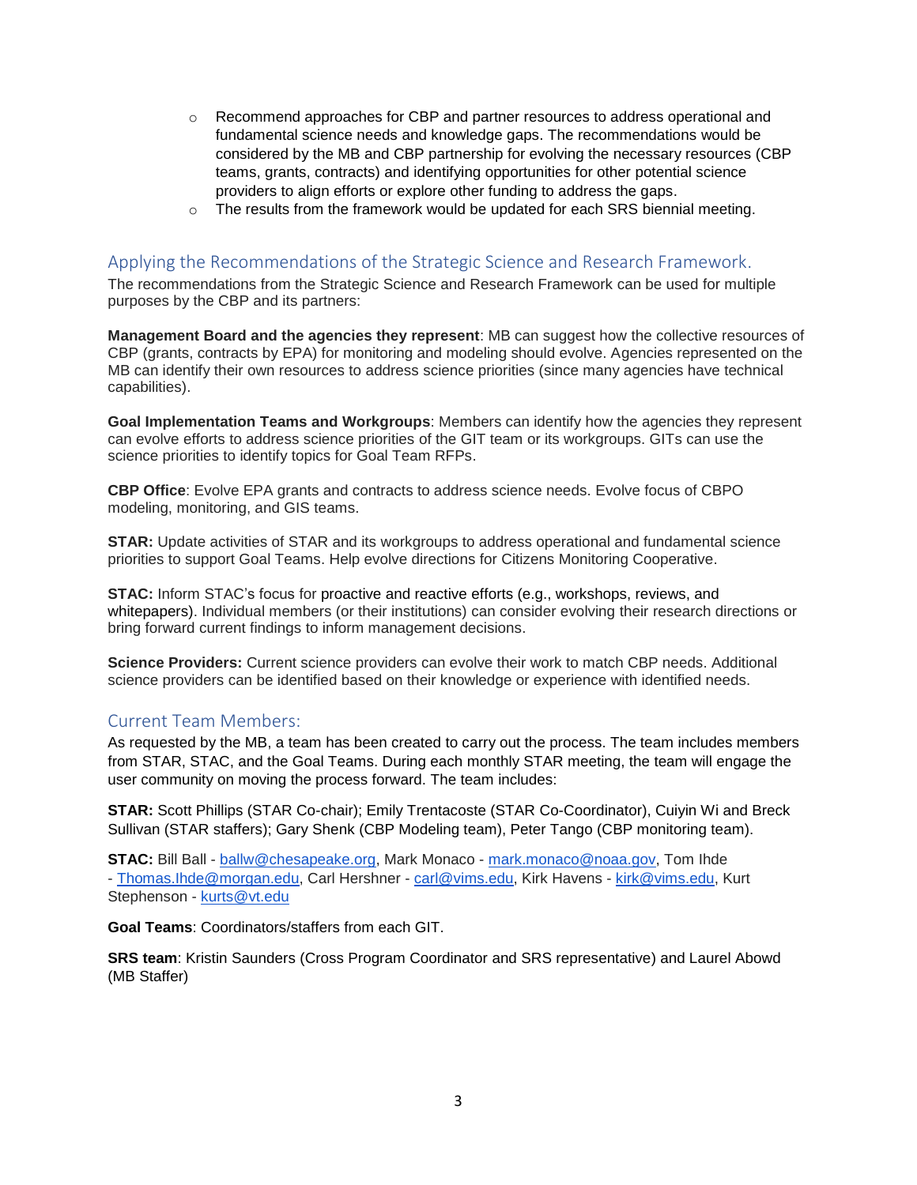- Recommend approaches for CBP and partner resources to address operational and fundamental science needs and knowledge gaps. The recommendations would be considered by the MB and CBP partnership for evolving the necessary resources (CBP teams, grants, contracts) and identifying opportunities for other potential science providers to align efforts or explore other funding to address the gaps.
- The results from the framework would be updated for each SRS biennial meeting.

## Applying the Recommendations of the Strategic Science and Research Framework.

The recommendations from the Strategic Science and Research Framework can be used for multiple purposes by the CBP and its partners:

**Management Board and the agencies they represent**: MB can suggest how the collective resources of CBP (grants, contracts by EPA) for monitoring and modeling should evolve. Agencies represented on the MB can identify their own resources to address science priorities (since many agencies have technical capabilities).

**Goal Implementation Teams and Workgroups**: Members can identify how the agencies they represent can evolve efforts to address science priorities of the GIT team or its workgroups. GITs can use the science priorities to identify topics for Goal Team RFPs.

**CBP Office**: Evolve EPA grants and contracts to address science needs. Evolve focus of CBPO modeling, monitoring, and GIS teams.

**STAR:** Update activities of STAR and its workgroups to address operational and fundamental science priorities to support Goal Teams. Help evolve directions for Citizens Monitoring Cooperative.

**STAC:** Inform STAC's focus for proactive and reactive efforts (e.g., workshops, reviews, and whitepapers). Individual members (or their institutions) can consider evolving their research directions or bring forward current findings to inform management decisions.

**Science Providers:** Current science providers can evolve their work to match CBP needs. Additional science providers can be identified based on their knowledge or experience with identified needs.

## Current Team Members:

As requested by the MB, a team has been created to carry out the process. The team includes members from STAR, STAC, and the Goal Teams. During each monthly STAR meeting, the team will engage the user community on moving the process forward. The team includes:

**STAR:** Scott Phillips (STAR Co-chair); Emily Trentacoste (STAR Co-Coordinator), Cuiyin Wi and Breck Sullivan (STAR staffers); Gary Shenk (CBP Modeling team), Peter Tango (CBP monitoring team).

**STAC:** Bill Ball - ballw@chesapeake.org, Mark Monaco - mark.monaco@noaa.gov, Tom Ihde - Thomas.Ihde@morgan.edu, Carl Hershner - carl@vims.edu, Kirk Havens - kirk@vims.edu, Kurt Stephenson - kurts@vt.edu

**Goal Teams**: Coordinators/staffers from each GIT.

**SRS team**: Kristin Saunders (Cross Program Coordinator and SRS representative) and Laurel Abowd (MB Staffer)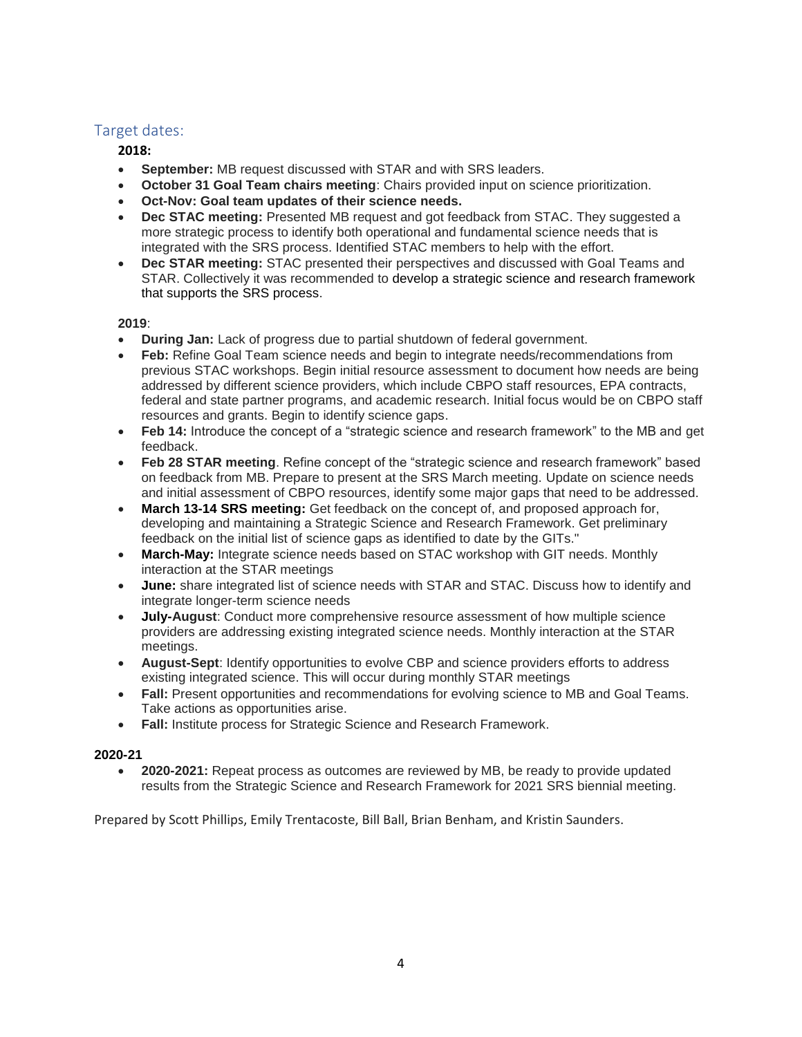## Target dates:

**2018:**

- **September:** MB request discussed with STAR and with SRS leaders.
- **October 31 Goal Team chairs meeting**: Chairs provided input on science prioritization.
- **Oct-Nov: Goal team updates of their science needs.**
- **Dec STAC meeting:** Presented MB request and got feedback from STAC. They suggested a more strategic process to identify both operational and fundamental science needs that is integrated with the SRS process. Identified STAC members to help with the effort.
- **Dec STAR meeting:** STAC presented their perspectives and discussed with Goal Teams and STAR. Collectively it was recommended to develop a strategic science and research framework that supports the SRS process.

**2019**:

- **During Jan:** Lack of progress due to partial shutdown of federal government.
- **Feb:** Refine Goal Team science needs and begin to integrate needs/recommendations from previous STAC workshops. Begin initial resource assessment to document how needs are being addressed by different science providers, which include CBPO staff resources, EPA contracts, federal and state partner programs, and academic research. Initial focus would be on CBPO staff resources and grants. Begin to identify science gaps.
- **Feb 14:** Introduce the concept of a "strategic science and research framework" to the MB and get feedback.
- **Feb 28 STAR meeting**. Refine concept of the "strategic science and research framework" based on feedback from MB. Prepare to present at the SRS March meeting. Update on science needs and initial assessment of CBPO resources, identify some major gaps that need to be addressed.
- **March 13-14 SRS meeting:** Get feedback on the concept of, and proposed approach for, developing and maintaining a Strategic Science and Research Framework. Get preliminary feedback on the initial list of science gaps as identified to date by the GITs."
- **March-May:** Integrate science needs based on STAC workshop with GIT needs. Monthly interaction at the STAR meetings
- **June:** share integrated list of science needs with STAR and STAC. Discuss how to identify and integrate longer-term science needs
- **July-August**: Conduct more comprehensive resource assessment of how multiple science providers are addressing existing integrated science needs. Monthly interaction at the STAR meetings.
- **August-Sept**: Identify opportunities to evolve CBP and science providers efforts to address existing integrated science. This will occur during monthly STAR meetings
- **Fall:** Present opportunities and recommendations for evolving science to MB and Goal Teams. Take actions as opportunities arise.
- **Fall:** Institute process for Strategic Science and Research Framework.

**2020-21**

- **2020-2021:** Repeat process as outcomes are reviewed by MB, be ready to provide updated results from the Strategic Science and Research Framework for 2021 SRS biennial meeting.

Prepared by Scott Phillips, Emily Trentacoste, Bill Ball, Brian Benham, and Kristin Saunders.